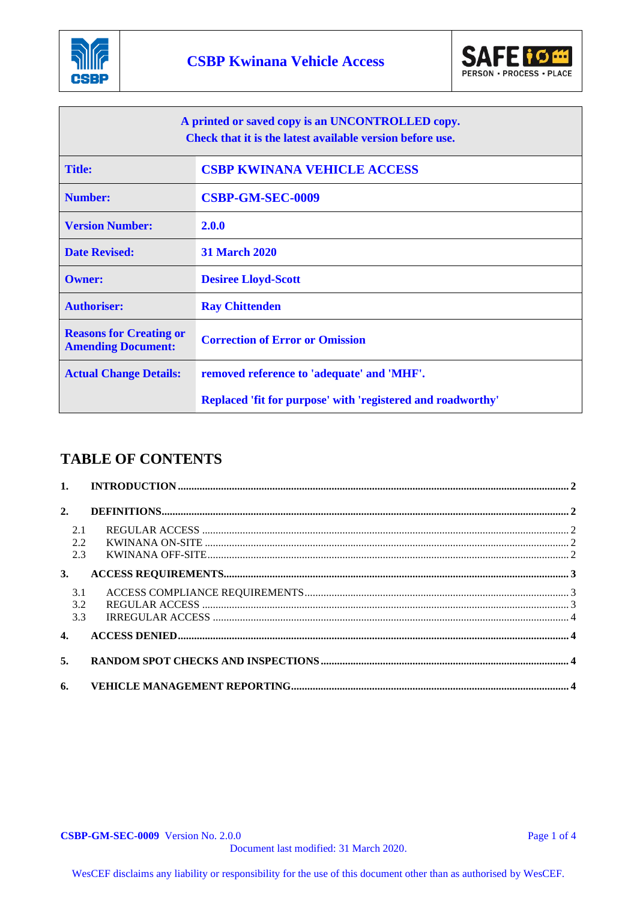# CSBP Kwinana Vehicle Access

| A printed or saved copy is an UNCONTROLLED copy. Check that it is the latest available version before use. | |
|---|---|
| **Title:** | **CSBP KWINANA VEHICLE ACCESS** |
| **Number:** | **CSBP-GM-SEC-0009** |
| **Version Number:** | **2.0.0** |
| **Date Revised:** | **31 March 2020** |
| **Owner:** | **Desiree Lloyd-Scott** |
| **Authoriser:** | **Ray Chittenden** |
| **Reasons for Creating or Amending Document:** | **Correction of Error or Omission** |
| **Actual Change Details:** | **removed reference to 'adequate' and 'MHF'.** **Replaced 'fit for purpose' with 'registered and roadworthy'** |

## TABLE OF CONTENTS

1. INTRODUCTION ..... 2
2. DEFINITIONS ..... 2
   - 2.1 REGULAR ACCESS ..... 2
   - 2.2 KWINANA ON-SITE ..... 2
   - 2.3 KWINANA OFF-SITE ..... 2
3. ACCESS REQUIREMENTS ..... 3
   - 3.1 ACCESS COMPLIANCE REQUIREMENTS ..... 3
   - 3.2 REGULAR ACCESS ..... 3
   - 3.3 IRREGULAR ACCESS ..... 4
4. ACCESS DENIED ..... 4
5. RANDOM SPOT CHECKS AND INSPECTIONS ..... 4
6. VEHICLE MANAGEMENT REPORTING ..... 4

WesCEF disclaims any liability or responsibility for the use of this document other than as authorised by WesCEF.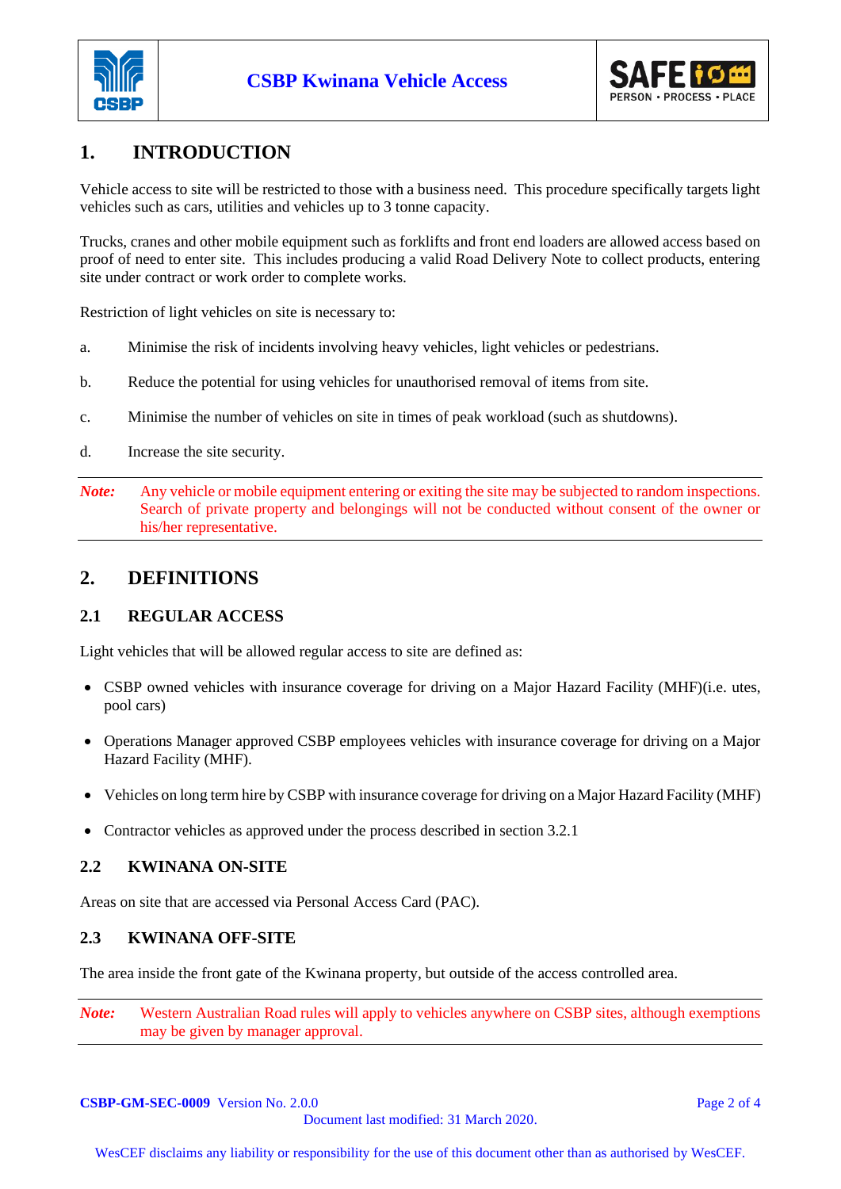# 1. INTRODUCTION

Vehicle access to site will be restricted to those with a business need. This procedure specifically targets light vehicles such as cars, utilities and vehicles up to 3 tonne capacity.

Trucks, cranes and other mobile equipment such as forklifts and front end loaders are allowed access based on proof of need to enter site. This includes producing a valid Road Delivery Note to collect products, entering site under contract or work order to complete works.

Restriction of light vehicles on site is necessary to:

a. Minimise the risk of incidents involving heavy vehicles, light vehicles or pedestrians.

b. Reduce the potential for using vehicles for unauthorised removal of items from site.

c. Minimise the number of vehicles on site in times of peak workload (such as shutdowns).

d. Increase the site security.

---

***Note:*** Any vehicle or mobile equipment entering or exiting the site may be subjected to random inspections. Search of private property and belongings will not be conducted without consent of the owner or his/her representative.

---

# 2. DEFINITIONS

## 2.1 REGULAR ACCESS

Light vehicles that will be allowed regular access to site are defined as:

- CSBP owned vehicles with insurance coverage for driving on a Major Hazard Facility (MHF)(i.e. utes, pool cars)
- Operations Manager approved CSBP employees vehicles with insurance coverage for driving on a Major Hazard Facility (MHF).
- Vehicles on long term hire by CSBP with insurance coverage for driving on a Major Hazard Facility (MHF)
- Contractor vehicles as approved under the process described in section 3.2.1

## 2.2 KWINANA ON-SITE

Areas on site that are accessed via Personal Access Card (PAC).

## 2.3 KWINANA OFF-SITE

The area inside the front gate of the Kwinana property, but outside of the access controlled area.

---

***Note:*** Western Australian Road rules will apply to vehicles anywhere on CSBP sites, although exemptions may be given by manager approval.

---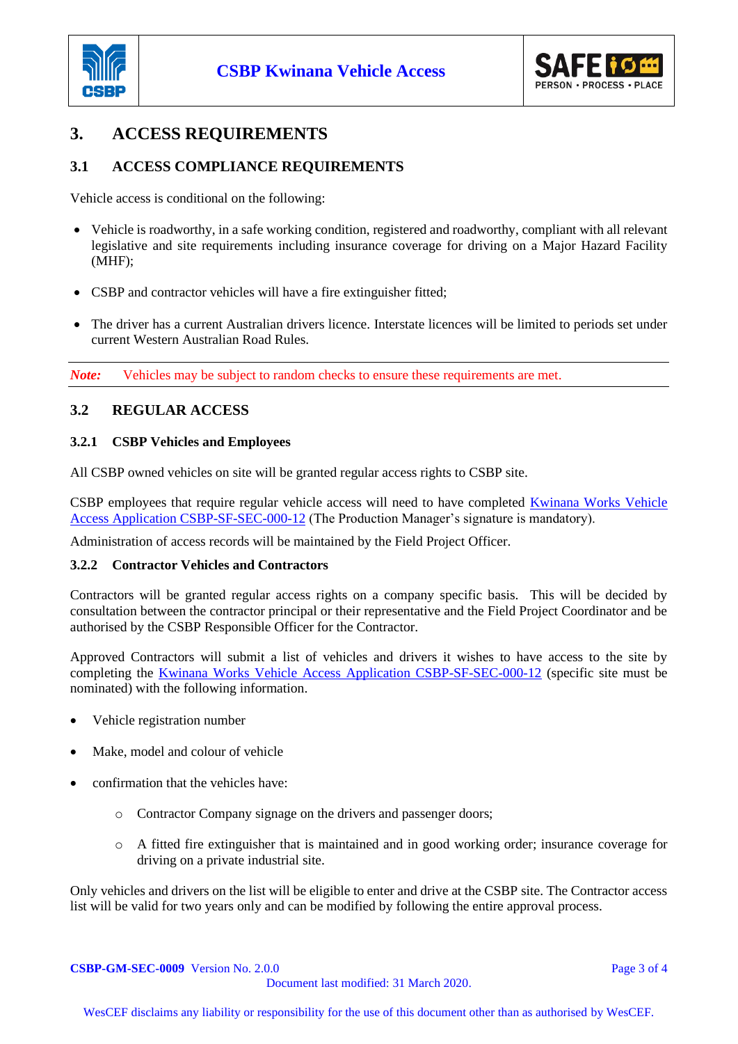# 3. ACCESS REQUIREMENTS

## 3.1 ACCESS COMPLIANCE REQUIREMENTS

Vehicle access is conditional on the following:

- Vehicle is roadworthy, in a safe working condition, registered and roadworthy, compliant with all relevant legislative and site requirements including insurance coverage for driving on a Major Hazard Facility (MHF);
- CSBP and contractor vehicles will have a fire extinguisher fitted;
- The driver has a current Australian drivers licence. Interstate licences will be limited to periods set under current Western Australian Road Rules.

***Note:*** Vehicles may be subject to random checks to ensure these requirements are met.

## 3.2 REGULAR ACCESS

### 3.2.1 CSBP Vehicles and Employees

All CSBP owned vehicles on site will be granted regular access rights to CSBP site.

CSBP employees that require regular vehicle access will need to have completed Kwinana Works Vehicle Access Application CSBP-SF-SEC-000-12 (The Production Manager's signature is mandatory).

Administration of access records will be maintained by the Field Project Officer.

### 3.2.2 Contractor Vehicles and Contractors

Contractors will be granted regular access rights on a company specific basis. This will be decided by consultation between the contractor principal or their representative and the Field Project Coordinator and be authorised by the CSBP Responsible Officer for the Contractor.

Approved Contractors will submit a list of vehicles and drivers it wishes to have access to the site by completing the Kwinana Works Vehicle Access Application CSBP-SF-SEC-000-12 (specific site must be nominated) with the following information.

- Vehicle registration number
- Make, model and colour of vehicle
- confirmation that the vehicles have:
  - Contractor Company signage on the drivers and passenger doors;
  - A fitted fire extinguisher that is maintained and in good working order; insurance coverage for driving on a private industrial site.

Only vehicles and drivers on the list will be eligible to enter and drive at the CSBP site. The Contractor access list will be valid for two years only and can be modified by following the entire approval process.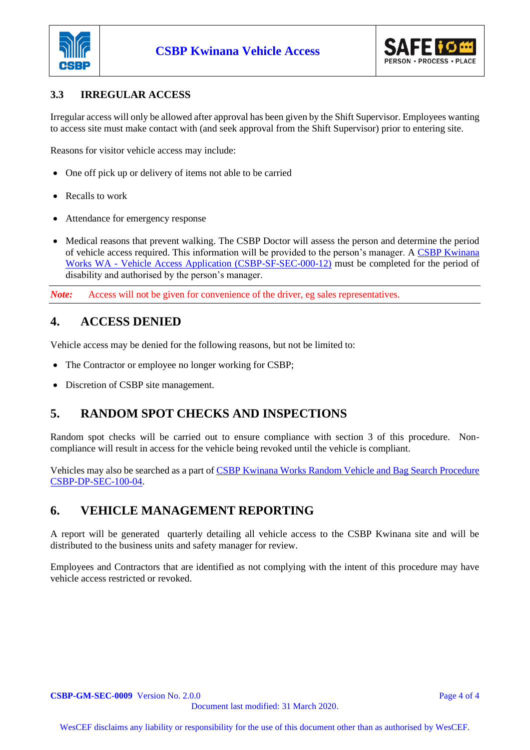### 3.3 IRREGULAR ACCESS

Irregular access will only be allowed after approval has been given by the Shift Supervisor. Employees wanting to access site must make contact with (and seek approval from the Shift Supervisor) prior to entering site.

Reasons for visitor vehicle access may include:

- One off pick up or delivery of items not able to be carried
- Recalls to work
- Attendance for emergency response
- Medical reasons that prevent walking. The CSBP Doctor will assess the person and determine the period of vehicle access required. This information will be provided to the person's manager. A CSBP Kwinana Works WA - Vehicle Access Application (CSBP-SF-SEC-000-12) must be completed for the period of disability and authorised by the person's manager.

***Note:*** Access will not be given for convenience of the driver, eg sales representatives.

## 4. ACCESS DENIED

Vehicle access may be denied for the following reasons, but not be limited to:

- The Contractor or employee no longer working for CSBP;
- Discretion of CSBP site management.

## 5. RANDOM SPOT CHECKS AND INSPECTIONS

Random spot checks will be carried out to ensure compliance with section 3 of this procedure. Non-compliance will result in access for the vehicle being revoked until the vehicle is compliant.

Vehicles may also be searched as a part of CSBP Kwinana Works Random Vehicle and Bag Search Procedure CSBP-DP-SEC-100-04.

## 6. VEHICLE MANAGEMENT REPORTING

A report will be generated quarterly detailing all vehicle access to the CSBP Kwinana site and will be distributed to the business units and safety manager for review.

Employees and Contractors that are identified as not complying with the intent of this procedure may have vehicle access restricted or revoked.